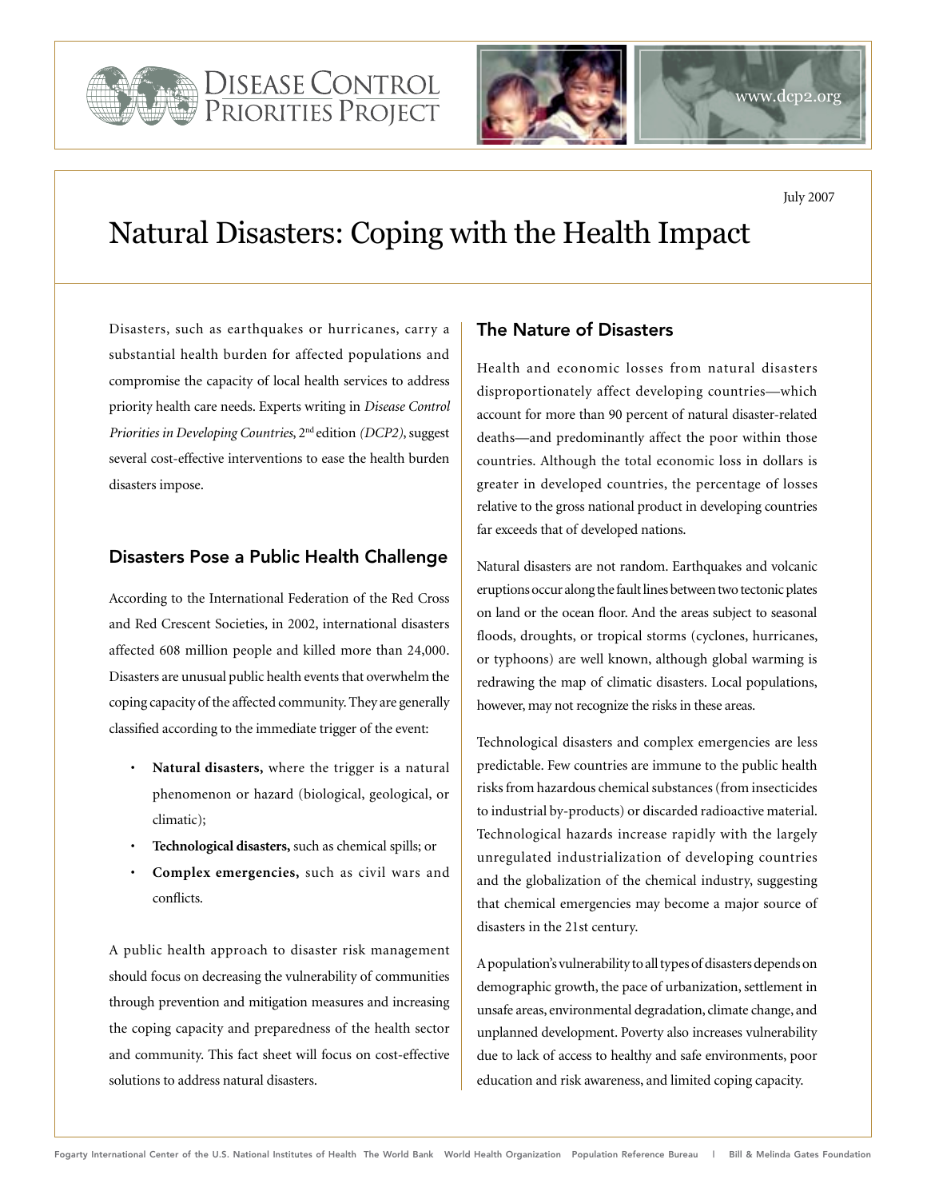Disease Control Priorities Project

www.dcp2.org

July 2007

# Natural Disasters: Coping with the Health Impact

Disasters, such as earthquakes or hurricanes, carry a substantial health burden for affected populations and compromise the capacity of local health services to address priority health care needs. Experts writing in *Disease Control Priorities in Developing Countries*, 2nd edition *(DCP2)*, suggest several cost-effective interventions to ease the health burden disasters impose.

## Disasters Pose a Public Health Challenge

According to the International Federation of the Red Cross and Red Crescent Societies, in 2002, international disasters affected 608 million people and killed more than 24,000. Disasters are unusual public health events that overwhelm the coping capacity of the affected community. They are generally classified according to the immediate trigger of the event:

- **Natural disasters,** where the trigger is a natural phenomenon or hazard (biological, geological, or climatic);
- **Technological disasters,** such as chemical spills; or
- **Complex emergencies,** such as civil wars and conflicts.

A public health approach to disaster risk management should focus on decreasing the vulnerability of communities through prevention and mitigation measures and increasing the coping capacity and preparedness of the health sector and community. This fact sheet will focus on cost-effective solutions to address natural disasters.

## The Nature of Disasters

Health and economic losses from natural disasters disproportionately affect developing countries—which account for more than 90 percent of natural disaster-related deaths—and predominantly affect the poor within those countries. Although the total economic loss in dollars is greater in developed countries, the percentage of losses relative to the gross national product in developing countries far exceeds that of developed nations.

Natural disasters are not random. Earthquakes and volcanic eruptions occur along the fault lines between two tectonic plates on land or the ocean floor. And the areas subject to seasonal floods, droughts, or tropical storms (cyclones, hurricanes, or typhoons) are well known, although global warming is redrawing the map of climatic disasters. Local populations, however, may not recognize the risks in these areas.

Technological disasters and complex emergencies are less predictable. Few countries are immune to the public health risks from hazardous chemical substances (from insecticides to industrial by-products) or discarded radioactive material. Technological hazards increase rapidly with the largely unregulated industrialization of developing countries and the globalization of the chemical industry, suggesting that chemical emergencies may become a major source of disasters in the 21st century.

A population's vulnerability to all types of disasters depends on demographic growth, the pace of urbanization, settlement in unsafe areas, environmental degradation, climate change, and unplanned development. Poverty also increases vulnerability due to lack of access to healthy and safe environments, poor education and risk awareness, and limited coping capacity.

Fogarty International Center of the U.S. National Institutes of Health The World Bank World Health Organization Population Reference Bureau | Bill & Melinda Gates Foundation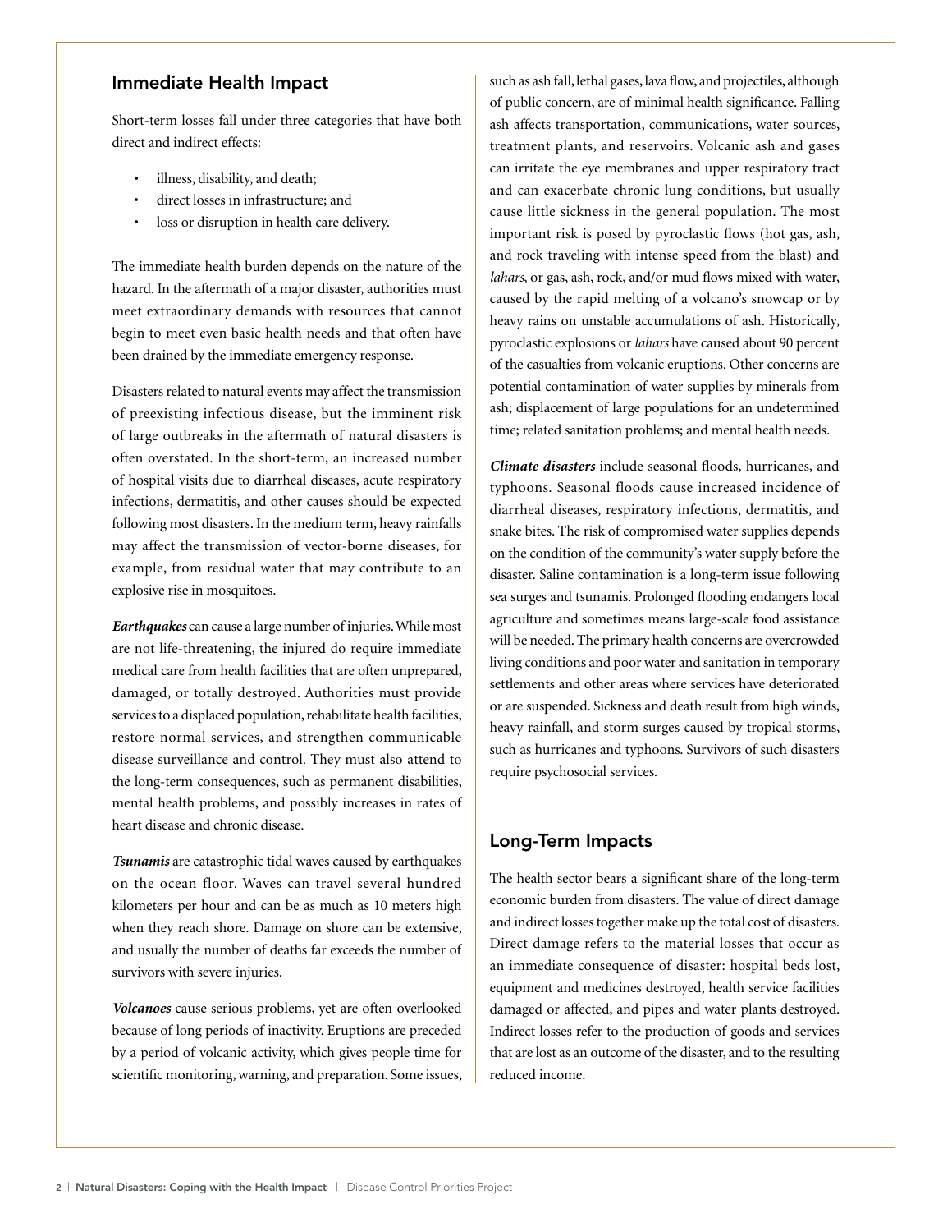## Immediate Health Impact

Short-term losses fall under three categories that have both direct and indirect effects:

- illness, disability, and death;
- direct losses in infrastructure; and
- loss or disruption in health care delivery.

The immediate health burden depends on the nature of the hazard. In the aftermath of a major disaster, authorities must meet extraordinary demands with resources that cannot begin to meet even basic health needs and that often have been drained by the immediate emergency response.

Disasters related to natural events may affect the transmission of preexisting infectious disease, but the imminent risk of large outbreaks in the aftermath of natural disasters is often overstated. In the short-term, an increased number of hospital visits due to diarrheal diseases, acute respiratory infections, dermatitis, and other causes should be expected following most disasters. In the medium term, heavy rainfalls may affect the transmission of vector-borne diseases, for example, from residual water that may contribute to an explosive rise in mosquitoes.

***Earthquakes*** can cause a large number of injuries. While most are not life-threatening, the injured do require immediate medical care from health facilities that are often unprepared, damaged, or totally destroyed. Authorities must provide services to a displaced population, rehabilitate health facilities, restore normal services, and strengthen communicable disease surveillance and control. They must also attend to the long-term consequences, such as permanent disabilities, mental health problems, and possibly increases in rates of heart disease and chronic disease.

***Tsunamis*** are catastrophic tidal waves caused by earthquakes on the ocean floor. Waves can travel several hundred kilometers per hour and can be as much as 10 meters high when they reach shore. Damage on shore can be extensive, and usually the number of deaths far exceeds the number of survivors with severe injuries.

***Volcanoes*** cause serious problems, yet are often overlooked because of long periods of inactivity. Eruptions are preceded by a period of volcanic activity, which gives people time for scientific monitoring, warning, and preparation. Some issues, such as ash fall, lethal gases, lava flow, and projectiles, although of public concern, are of minimal health significance. Falling ash affects transportation, communications, water sources, treatment plants, and reservoirs. Volcanic ash and gases can irritate the eye membranes and upper respiratory tract and can exacerbate chronic lung conditions, but usually cause little sickness in the general population. The most important risk is posed by pyroclastic flows (hot gas, ash, and rock traveling with intense speed from the blast) and *lahars*, or gas, ash, rock, and/or mud flows mixed with water, caused by the rapid melting of a volcano's snowcap or by heavy rains on unstable accumulations of ash. Historically, pyroclastic explosions or *lahars* have caused about 90 percent of the casualties from volcanic eruptions. Other concerns are potential contamination of water supplies by minerals from ash; displacement of large populations for an undetermined time; related sanitation problems; and mental health needs.

***Climate disasters*** include seasonal floods, hurricanes, and typhoons. Seasonal floods cause increased incidence of diarrheal diseases, respiratory infections, dermatitis, and snake bites. The risk of compromised water supplies depends on the condition of the community's water supply before the disaster. Saline contamination is a long-term issue following sea surges and tsunamis. Prolonged flooding endangers local agriculture and sometimes means large-scale food assistance will be needed. The primary health concerns are overcrowded living conditions and poor water and sanitation in temporary settlements and other areas where services have deteriorated or are suspended. Sickness and death result from high winds, heavy rainfall, and storm surges caused by tropical storms, such as hurricanes and typhoons. Survivors of such disasters require psychosocial services.

## Long-Term Impacts

The health sector bears a significant share of the long-term economic burden from disasters. The value of direct damage and indirect losses together make up the total cost of disasters. Direct damage refers to the material losses that occur as an immediate consequence of disaster: hospital beds lost, equipment and medicines destroyed, health service facilities damaged or affected, and pipes and water plants destroyed. Indirect losses refer to the production of goods and services that are lost as an outcome of the disaster, and to the resulting reduced income.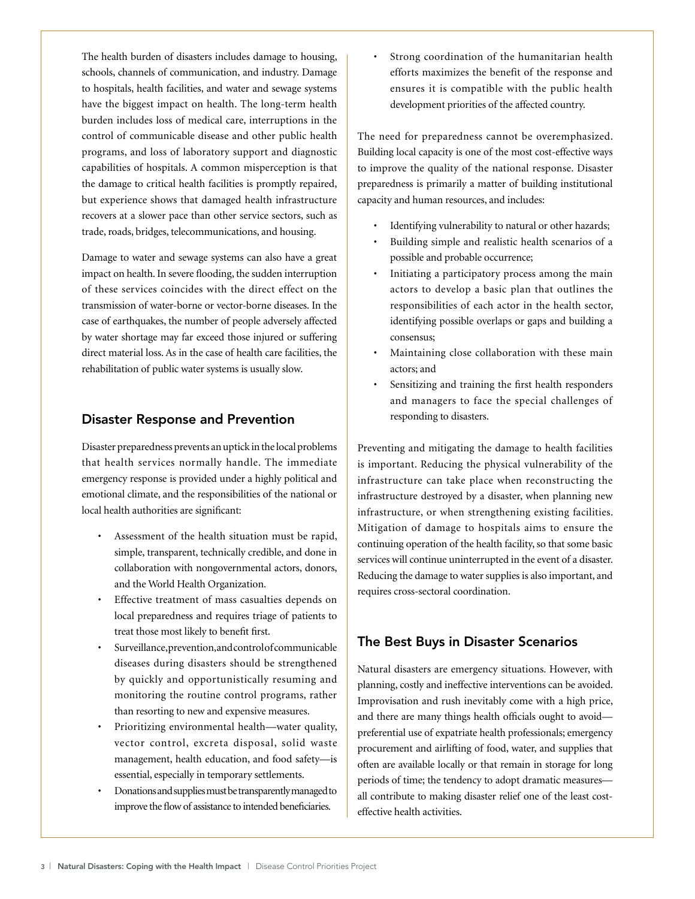The health burden of disasters includes damage to housing, schools, channels of communication, and industry. Damage to hospitals, health facilities, and water and sewage systems have the biggest impact on health. The long-term health burden includes loss of medical care, interruptions in the control of communicable disease and other public health programs, and loss of laboratory support and diagnostic capabilities of hospitals. A common misperception is that the damage to critical health facilities is promptly repaired, but experience shows that damaged health infrastructure recovers at a slower pace than other service sectors, such as trade, roads, bridges, telecommunications, and housing.

Damage to water and sewage systems can also have a great impact on health. In severe flooding, the sudden interruption of these services coincides with the direct effect on the transmission of water-borne or vector-borne diseases. In the case of earthquakes, the number of people adversely affected by water shortage may far exceed those injured or suffering direct material loss. As in the case of health care facilities, the rehabilitation of public water systems is usually slow.

## Disaster Response and Prevention

Disaster preparedness prevents an uptick in the local problems that health services normally handle. The immediate emergency response is provided under a highly political and emotional climate, and the responsibilities of the national or local health authorities are significant:

- Assessment of the health situation must be rapid, simple, transparent, technically credible, and done in collaboration with nongovernmental actors, donors, and the World Health Organization.
- Effective treatment of mass casualties depends on local preparedness and requires triage of patients to treat those most likely to benefit first.
- Surveillance, prevention, and control of communicable diseases during disasters should be strengthened by quickly and opportunistically resuming and monitoring the routine control programs, rather than resorting to new and expensive measures.
- Prioritizing environmental health—water quality, vector control, excreta disposal, solid waste management, health education, and food safety—is essential, especially in temporary settlements.
- Donations and supplies must be transparently managed to improve the flow of assistance to intended beneficiaries.
- Strong coordination of the humanitarian health efforts maximizes the benefit of the response and ensures it is compatible with the public health development priorities of the affected country.

The need for preparedness cannot be overemphasized. Building local capacity is one of the most cost-effective ways to improve the quality of the national response. Disaster preparedness is primarily a matter of building institutional capacity and human resources, and includes:

- Identifying vulnerability to natural or other hazards;
- Building simple and realistic health scenarios of a possible and probable occurrence;
- Initiating a participatory process among the main actors to develop a basic plan that outlines the responsibilities of each actor in the health sector, identifying possible overlaps or gaps and building a consensus;
- Maintaining close collaboration with these main actors; and
- Sensitizing and training the first health responders and managers to face the special challenges of responding to disasters.

Preventing and mitigating the damage to health facilities is important. Reducing the physical vulnerability of the infrastructure can take place when reconstructing the infrastructure destroyed by a disaster, when planning new infrastructure, or when strengthening existing facilities. Mitigation of damage to hospitals aims to ensure the continuing operation of the health facility, so that some basic services will continue uninterrupted in the event of a disaster. Reducing the damage to water supplies is also important, and requires cross-sectoral coordination.

## The Best Buys in Disaster Scenarios

Natural disasters are emergency situations. However, with planning, costly and ineffective interventions can be avoided. Improvisation and rush inevitably come with a high price, and there are many things health officials ought to avoid—preferential use of expatriate health professionals; emergency procurement and airlifting of food, water, and supplies that often are available locally or that remain in storage for long periods of time; the tendency to adopt dramatic measures—all contribute to making disaster relief one of the least cost-effective health activities.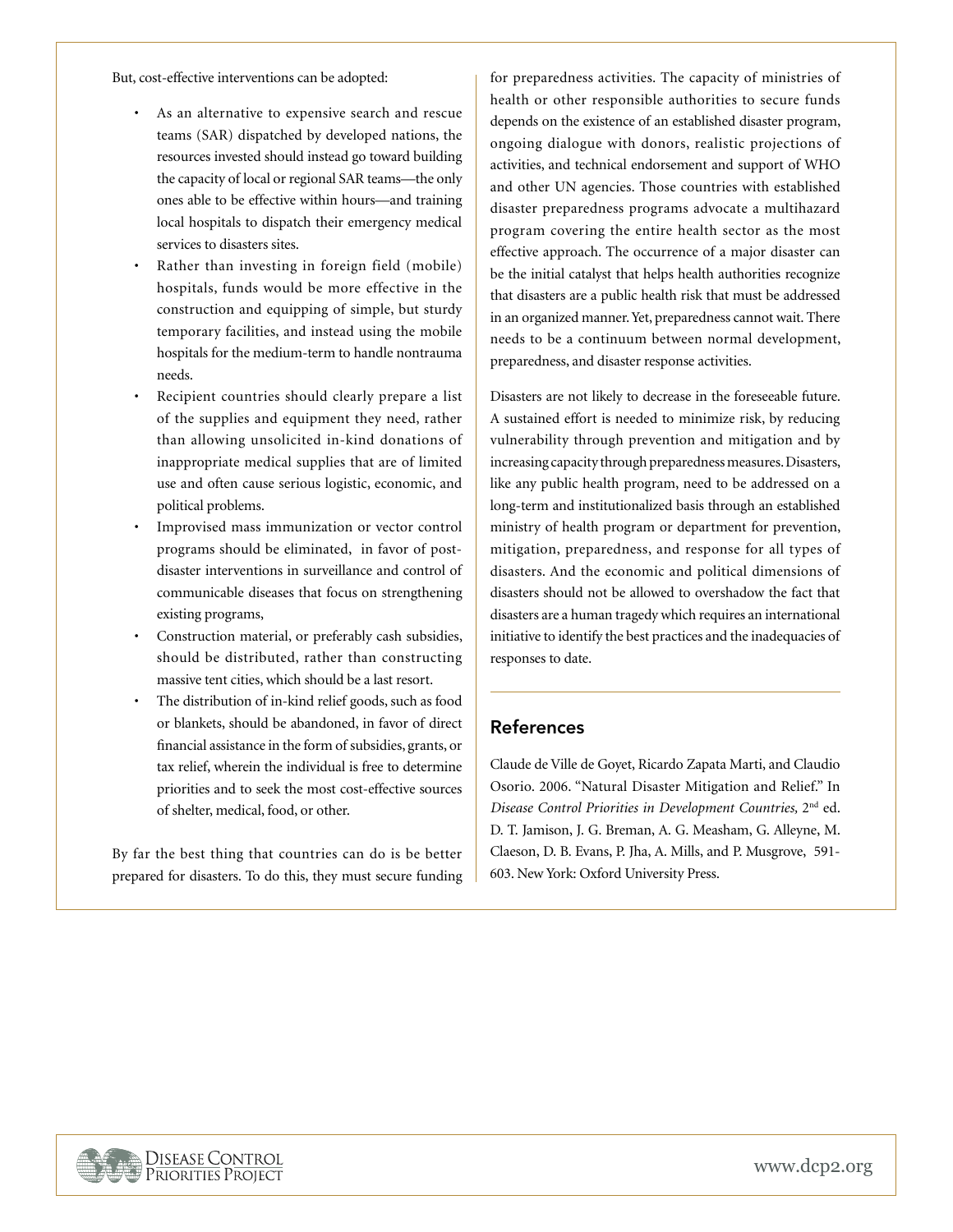But, cost-effective interventions can be adopted:

- As an alternative to expensive search and rescue teams (SAR) dispatched by developed nations, the resources invested should instead go toward building the capacity of local or regional SAR teams—the only ones able to be effective within hours—and training local hospitals to dispatch their emergency medical services to disasters sites.
- Rather than investing in foreign field (mobile) hospitals, funds would be more effective in the construction and equipping of simple, but sturdy temporary facilities, and instead using the mobile hospitals for the medium-term to handle nontrauma needs.
- Recipient countries should clearly prepare a list of the supplies and equipment they need, rather than allowing unsolicited in-kind donations of inappropriate medical supplies that are of limited use and often cause serious logistic, economic, and political problems.
- Improvised mass immunization or vector control programs should be eliminated, in favor of post-disaster interventions in surveillance and control of communicable diseases that focus on strengthening existing programs,
- Construction material, or preferably cash subsidies, should be distributed, rather than constructing massive tent cities, which should be a last resort.
- The distribution of in-kind relief goods, such as food or blankets, should be abandoned, in favor of direct financial assistance in the form of subsidies, grants, or tax relief, wherein the individual is free to determine priorities and to seek the most cost-effective sources of shelter, medical, food, or other.

By far the best thing that countries can do is be better prepared for disasters. To do this, they must secure funding for preparedness activities. The capacity of ministries of health or other responsible authorities to secure funds depends on the existence of an established disaster program, ongoing dialogue with donors, realistic projections of activities, and technical endorsement and support of WHO and other UN agencies. Those countries with established disaster preparedness programs advocate a multihazard program covering the entire health sector as the most effective approach. The occurrence of a major disaster can be the initial catalyst that helps health authorities recognize that disasters are a public health risk that must be addressed in an organized manner. Yet, preparedness cannot wait. There needs to be a continuum between normal development, preparedness, and disaster response activities.

Disasters are not likely to decrease in the foreseeable future. A sustained effort is needed to minimize risk, by reducing vulnerability through prevention and mitigation and by increasing capacity through preparedness measures. Disasters, like any public health program, need to be addressed on a long-term and institutionalized basis through an established ministry of health program or department for prevention, mitigation, preparedness, and response for all types of disasters. And the economic and political dimensions of disasters should not be allowed to overshadow the fact that disasters are a human tragedy which requires an international initiative to identify the best practices and the inadequacies of responses to date.

## References

Claude de Ville de Goyet, Ricardo Zapata Marti, and Claudio Osorio. 2006. "Natural Disaster Mitigation and Relief." In *Disease Control Priorities in Development Countries,* 2nd ed. D. T. Jamison, J. G. Breman, A. G. Measham, G. Alleyne, M. Claeson, D. B. Evans, P. Jha, A. Mills, and P. Musgrove, 591-603. New York: Oxford University Press.